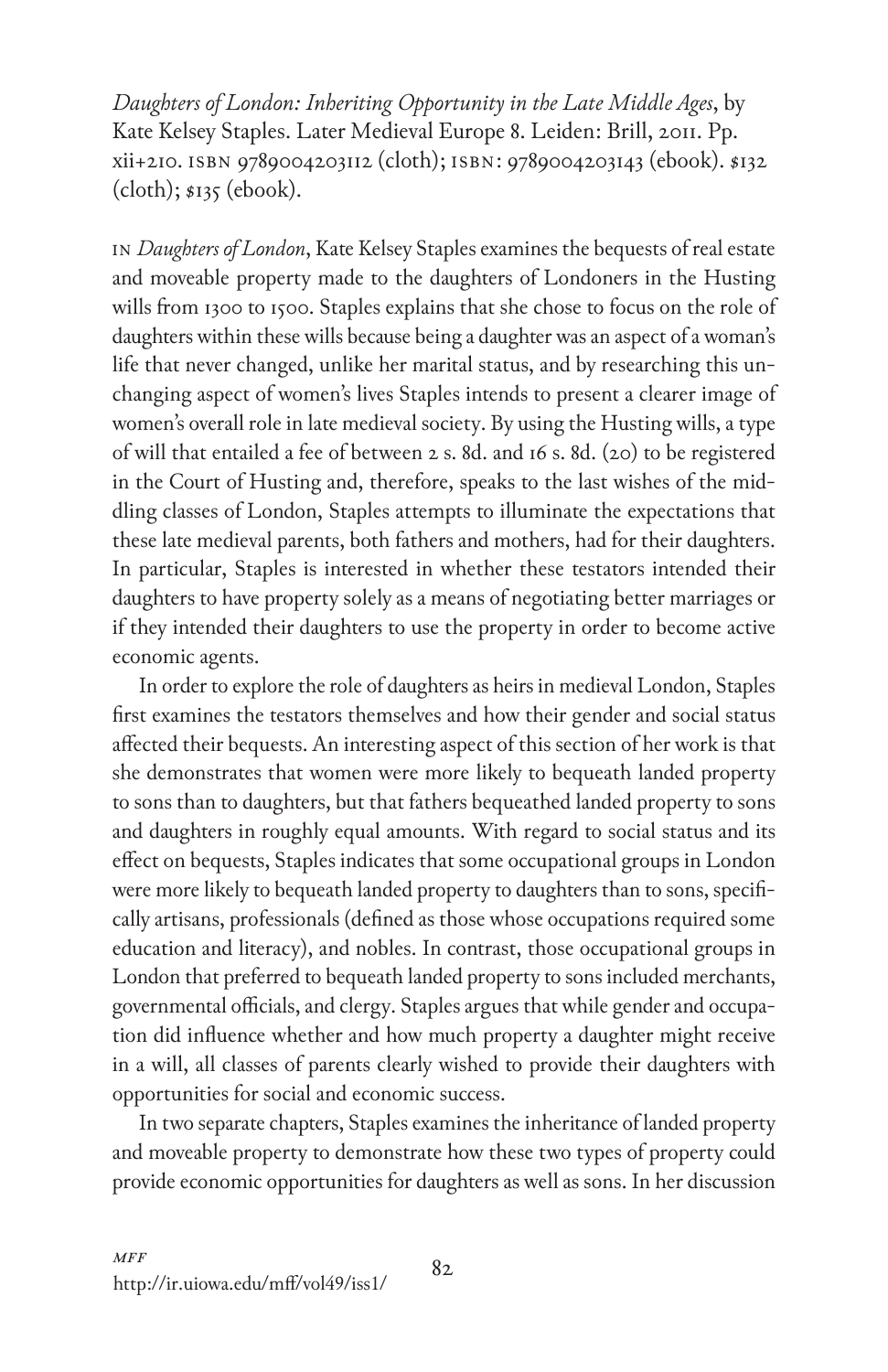*Daughters of London: Inheriting Opportunity in the Late Middle Ages*, by Kate Kelsey Staples. Later Medieval Europe 8. Leiden: Brill, 2011. Pp. xii+210. ISBN 9789004203112 (cloth); ISBN: 9789004203143 (ebook). $132 (cloth); $135 (ebook).

IN *Daughters of London*, Kate Kelsey Staples examines the bequests of real estate and moveable property made to the daughters of Londoners in the Husting wills from 1300 to 1500. Staples explains that she chose to focus on the role of daughters within these wills because being a daughter was an aspect of a woman's life that never changed, unlike her marital status, and by researching this unchanging aspect of women's lives Staples intends to present a clearer image of women's overall role in late medieval society. By using the Husting wills, a type of will that entailed a fee of between 2 s. 8d. and 16 s. 8d. (20) to be registered in the Court of Husting and, therefore, speaks to the last wishes of the middling classes of London, Staples attempts to illuminate the expectations that these late medieval parents, both fathers and mothers, had for their daughters. In particular, Staples is interested in whether these testators intended their daughters to have property solely as a means of negotiating better marriages or if they intended their daughters to use the property in order to become active economic agents.

In order to explore the role of daughters as heirs in medieval London, Staples first examines the testators themselves and how their gender and social status affected their bequests. An interesting aspect of this section of her work is that she demonstrates that women were more likely to bequeath landed property to sons than to daughters, but that fathers bequeathed landed property to sons and daughters in roughly equal amounts. With regard to social status and its effect on bequests, Staples indicates that some occupational groups in London were more likely to bequeath landed property to daughters than to sons, specifically artisans, professionals (defined as those whose occupations required some education and literacy), and nobles. In contrast, those occupational groups in London that preferred to bequeath landed property to sons included merchants, governmental officials, and clergy. Staples argues that while gender and occupation did influence whether and how much property a daughter might receive in a will, all classes of parents clearly wished to provide their daughters with opportunities for social and economic success.

In two separate chapters, Staples examines the inheritance of landed property and moveable property to demonstrate how these two types of property could provide economic opportunities for daughters as well as sons. In her discussion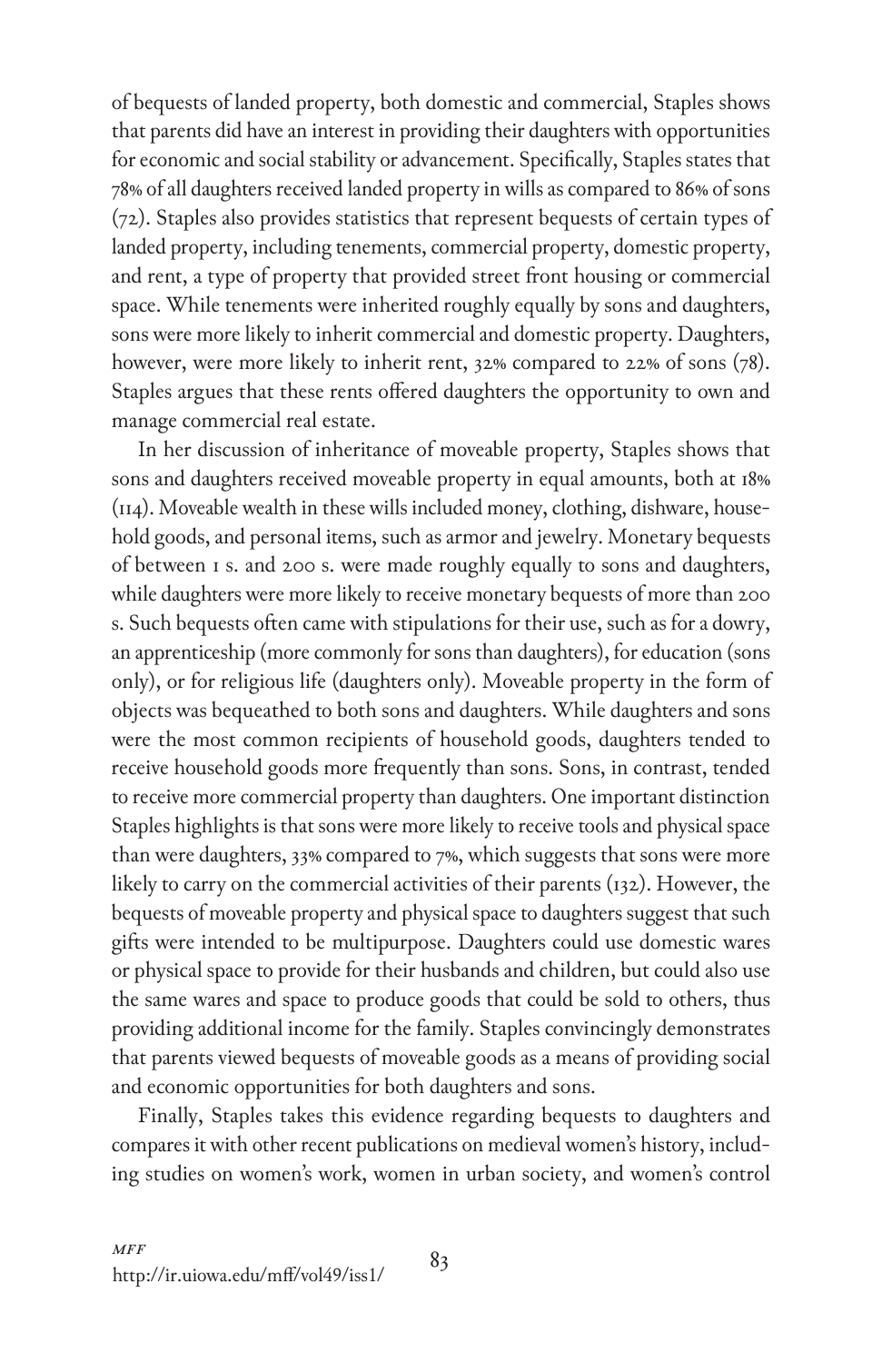of bequests of landed property, both domestic and commercial, Staples shows that parents did have an interest in providing their daughters with opportunities for economic and social stability or advancement. Specifically, Staples states that 78% of all daughters received landed property in wills as compared to 86% of sons (72). Staples also provides statistics that represent bequests of certain types of landed property, including tenements, commercial property, domestic property, and rent, a type of property that provided street front housing or commercial space. While tenements were inherited roughly equally by sons and daughters, sons were more likely to inherit commercial and domestic property. Daughters, however, were more likely to inherit rent, 32% compared to 22% of sons (78). Staples argues that these rents offered daughters the opportunity to own and manage commercial real estate.

In her discussion of inheritance of moveable property, Staples shows that sons and daughters received moveable property in equal amounts, both at 18% (114). Moveable wealth in these wills included money, clothing, dishware, household goods, and personal items, such as armor and jewelry. Monetary bequests of between 1 s. and 200 s. were made roughly equally to sons and daughters, while daughters were more likely to receive monetary bequests of more than 200 s. Such bequests often came with stipulations for their use, such as for a dowry, an apprenticeship (more commonly for sons than daughters), for education (sons only), or for religious life (daughters only). Moveable property in the form of objects was bequeathed to both sons and daughters. While daughters and sons were the most common recipients of household goods, daughters tended to receive household goods more frequently than sons. Sons, in contrast, tended to receive more commercial property than daughters. One important distinction Staples highlights is that sons were more likely to receive tools and physical space than were daughters, 33% compared to 7%, which suggests that sons were more likely to carry on the commercial activities of their parents (132). However, the bequests of moveable property and physical space to daughters suggest that such gifts were intended to be multipurpose. Daughters could use domestic wares or physical space to provide for their husbands and children, but could also use the same wares and space to produce goods that could be sold to others, thus providing additional income for the family. Staples convincingly demonstrates that parents viewed bequests of moveable goods as a means of providing social and economic opportunities for both daughters and sons.

Finally, Staples takes this evidence regarding bequests to daughters and compares it with other recent publications on medieval women's history, including studies on women's work, women in urban society, and women's control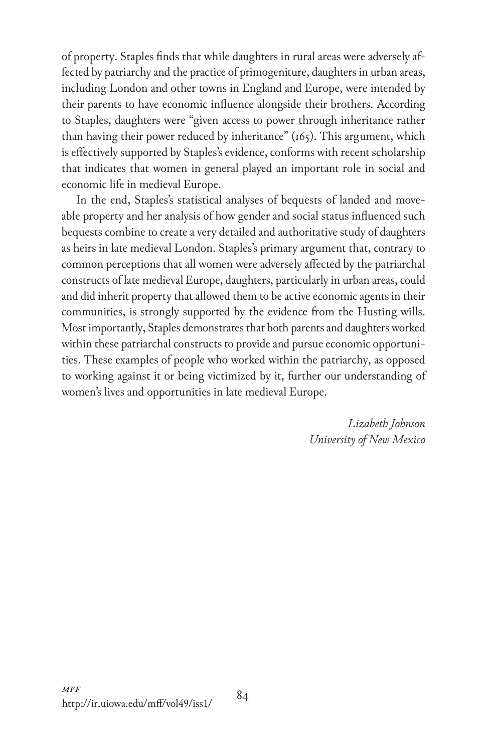of property. Staples finds that while daughters in rural areas were adversely affected by patriarchy and the practice of primogeniture, daughters in urban areas, including London and other towns in England and Europe, were intended by their parents to have economic influence alongside their brothers. According to Staples, daughters were "given access to power through inheritance rather than having their power reduced by inheritance" (165). This argument, which is effectively supported by Staples's evidence, conforms with recent scholarship that indicates that women in general played an important role in social and economic life in medieval Europe.

In the end, Staples's statistical analyses of bequests of landed and moveable property and her analysis of how gender and social status influenced such bequests combine to create a very detailed and authoritative study of daughters as heirs in late medieval London. Staples's primary argument that, contrary to common perceptions that all women were adversely affected by the patriarchal constructs of late medieval Europe, daughters, particularly in urban areas, could and did inherit property that allowed them to be active economic agents in their communities, is strongly supported by the evidence from the Husting wills. Most importantly, Staples demonstrates that both parents and daughters worked within these patriarchal constructs to provide and pursue economic opportunities. These examples of people who worked within the patriarchy, as opposed to working against it or being victimized by it, further our understanding of women's lives and opportunities in late medieval Europe.

*Lizabeth Johnson*
*University of New Mexico*